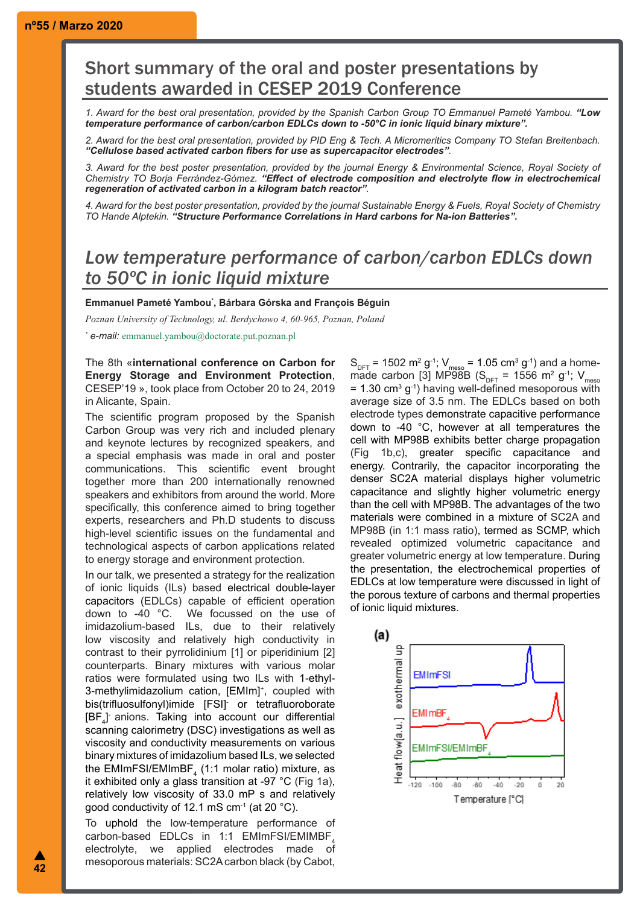# Short summary of the oral and poster presentations by students awarded in CESEP 2019 Conference

*1. Award for the best oral presentation, provided by the Spanish Carbon Group TO Emmanuel Pameté Yambou.* ***"Low temperature performance of carbon/carbon EDLCs down to -50°C in ionic liquid binary mixture".***

*2. Award for the best oral presentation, provided by PID Eng & Tech. A Micromeritics Company TO Stefan Breitenbach.* ***"Cellulose based activated carbon fibers for use as supercapacitor electrodes".***

*3. Award for the best poster presentation, provided by the journal Energy & Environmental Science, Royal Society of Chemistry TO Borja Ferrández-Gómez.* ***"Effect of electrode composition and electrolyte flow in electrochemical regeneration of activated carbon in a kilogram batch reactor".***

*4. Award for the best poster presentation, provided by the journal Sustainable Energy & Fuels, Royal Society of Chemistry TO Hande Alptekin.* ***"Structure Performance Correlations in Hard carbons for Na-ion Batteries".***

## *Low temperature performance of carbon/carbon EDLCs down to 50ºC in ionic liquid mixture*

**Emmanuel Pameté Yambou\*, Bárbara Górska and François Béguin**

*Poznan University of Technology, ul. Berdychowo 4, 60-965, Poznan, Poland*

\* *e-mail:* emmanuel.yambou@doctorate.put.poznan.pl

The 8th «**international conference on Carbon for Energy Storage and Environment Protection**, CESEP'19 », took place from October 20 to 24, 2019 in Alicante, Spain.

The scientific program proposed by the Spanish Carbon Group was very rich and included plenary and keynote lectures by recognized speakers, and a special emphasis was made in oral and poster communications. This scientific event brought together more than 200 internationally renowned speakers and exhibitors from around the world. More specifically, this conference aimed to bring together experts, researchers and Ph.D students to discuss high-level scientific issues on the fundamental and technological aspects of carbon applications related to energy storage and environment protection.

In our talk, we presented a strategy for the realization of ionic liquids (ILs) based electrical double-layer capacitors (EDLCs) capable of efficient operation down to -40 °C. We focussed on the use of imidazolium-based ILs, due to their relatively low viscosity and relatively high conductivity in contrast to their pyrrolidinium [1] or piperidinium [2] counterparts. Binary mixtures with various molar ratios were formulated using two ILs with 1-ethyl-3-methylimidazolium cation, $[EMIm]^+$, coupled with bis(trifluosulfonyl)imide $[FSI]^-$ or tetrafluoroborate $[BF_4]^-$ anions. Taking into account our differential scanning calorimetry (DSC) investigations as well as viscosity and conductivity measurements on various binary mixtures of imidazolium based ILs, we selected the $EMImFSI/EMImBF_4$ (1:1 molar ratio) mixture, as it exhibited only a glass transition at -97 °C (Fig 1a), relatively low viscosity of 33.0 mP s and relatively good conductivity of 12.1 mS $cm^{-1}$ (at 20 °C).

To uphold the low-temperature performance of carbon-based EDLCs in 1:1 $EMImFSI/EMIMBF_4$ electrolyte, we applied electrodes made of mesoporous materials: SC2A carbon black (by Cabot, $S_{DFT}$ = 1502 $m^2\,g^{-1}$; $V_{meso}$ = 1.05 $cm^3\,g^{-1}$) and a home-made carbon [3] MP98B ($S_{DFT}$ = 1556 $m^2\,g^{-1}$; $V_{meso}$ = 1.30 $cm^3\,g^{-1}$) having well-defined mesoporous with average size of 3.5 nm. The EDLCs based on both electrode types demonstrate capacitive performance down to -40 °C, however at all temperatures the cell with MP98B exhibits better charge propagation (Fig 1b,c), greater specific capacitance and energy. Contrarily, the capacitor incorporating the denser SC2A material displays higher volumetric capacitance and slightly higher volumetric energy than the cell with MP98B. The advantages of the two materials were combined in a mixture of SC2A and MP98B (in 1:1 mass ratio), termed as SCMP, which revealed optimized volumetric capacitance and greater volumetric energy at low temperature. During the presentation, the electrochemical properties of EDLCs at low temperature were discussed in light of the porous texture of carbons and thermal properties of ionic liquid mixtures.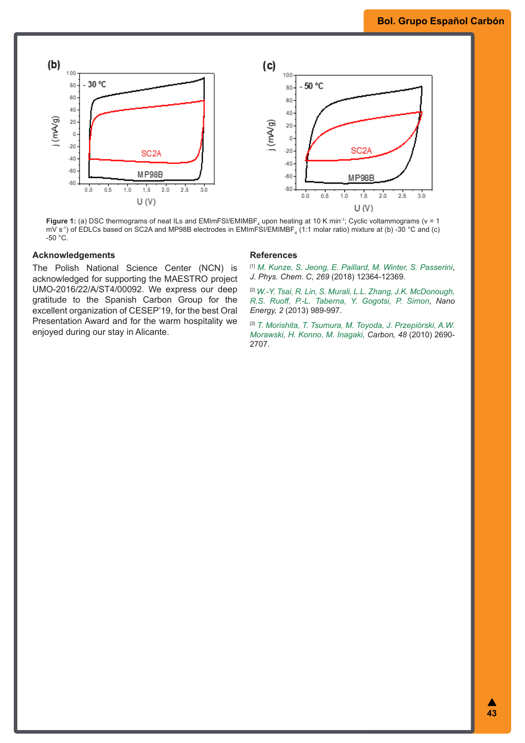**Figure 1:** (a) DSC thermograms of neat ILs and EMImFSI/EMIMBF$_4$ upon heating at 10 K min$^{-1}$; Cyclic voltammograms (v = 1 mV s$^{-1}$) of EDLCs based on SC2A and MP98B electrodes in EMImFSI/EMIMBF$_4$ (1:1 molar ratio) mixture at (b) -30 °C and (c) -50 °C.

## Acknowledgements

The Polish National Science Center (NCN) is acknowledged for supporting the MAESTRO project UMO-2016/22/A/ST4/00092. We express our deep gratitude to the Spanish Carbon Group for the excellent organization of CESEP'19, for the best Oral Presentation Award and for the warm hospitality we enjoyed during our stay in Alicante.

## References

[1] *M. Kunze, S. Jeong, E. Paillard, M. Winter, S. Passerini*, *J. Phys. Chem. C, 269* (2018) 12364-12369.

[2] *W.-Y. Tsai, R. Lin, S. Murali, L.L. Zhang, J.K. McDonough, R.S. Ruoff, P.-L. Taberna, Y. Gogotsi, P. Simon*, *Nano Energy, 2* (2013) 989-997.

[3] *T. Morishita, T. Tsumura, M. Toyoda, J. Przepiórski, A.W. Morawski, H. Konno, M. Inagaki, Carbon, 48* (2010) 2690-2707.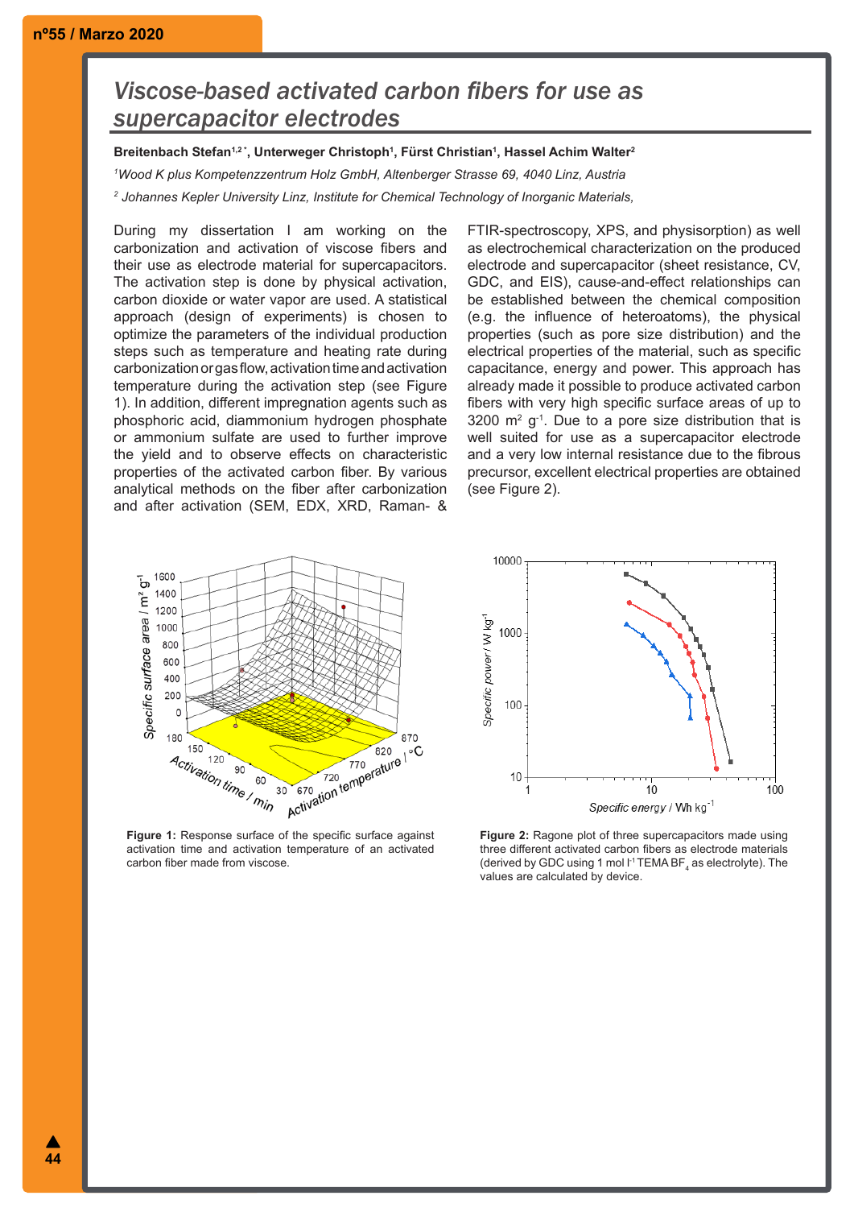# Viscose-based activated carbon fibers for use as supercapacitor electrodes

**Breitenbach Stefan[1,2*], Unterweger Christoph[1], Fürst Christian[1], Hassel Achim Walter[2]**

*[1]Wood K plus Kompetenzzentrum Holz GmbH, Altenberger Strasse 69, 4040 Linz, Austria*

*[2] Johannes Kepler University Linz, Institute for Chemical Technology of Inorganic Materials,*

During my dissertation I am working on the carbonization and activation of viscose fibers and their use as electrode material for supercapacitors. The activation step is done by physical activation, carbon dioxide or water vapor are used. A statistical approach (design of experiments) is chosen to optimize the parameters of the individual production steps such as temperature and heating rate during carbonization or gas flow, activation time and activation temperature during the activation step (see Figure 1). In addition, different impregnation agents such as phosphoric acid, diammonium hydrogen phosphate or ammonium sulfate are used to further improve the yield and to observe effects on characteristic properties of the activated carbon fiber. By various analytical methods on the fiber after carbonization and after activation (SEM, EDX, XRD, Raman- & FTIR-spectroscopy, XPS, and physisorption) as well as electrochemical characterization on the produced electrode and supercapacitor (sheet resistance, CV, GDC, and EIS), cause-and-effect relationships can be established between the chemical composition (e.g. the influence of heteroatoms), the physical properties (such as pore size distribution) and the electrical properties of the material, such as specific capacitance, energy and power. This approach has already made it possible to produce activated carbon fibers with very high specific surface areas of up to 3200 $m^2$ $g^{-1}$. Due to a pore size distribution that is well suited for use as a supercapacitor electrode and a very low internal resistance due to the fibrous precursor, excellent electrical properties are obtained (see Figure 2).

**Figure 1:** Response surface of the specific surface against activation time and activation temperature of an activated carbon fiber made from viscose.

**Figure 2:** Ragone plot of three supercapacitors made using three different activated carbon fibers as electrode materials (derived by GDC using 1 mol $l^{-1}$ TEMA $BF_4$ as electrolyte). The values are calculated by device.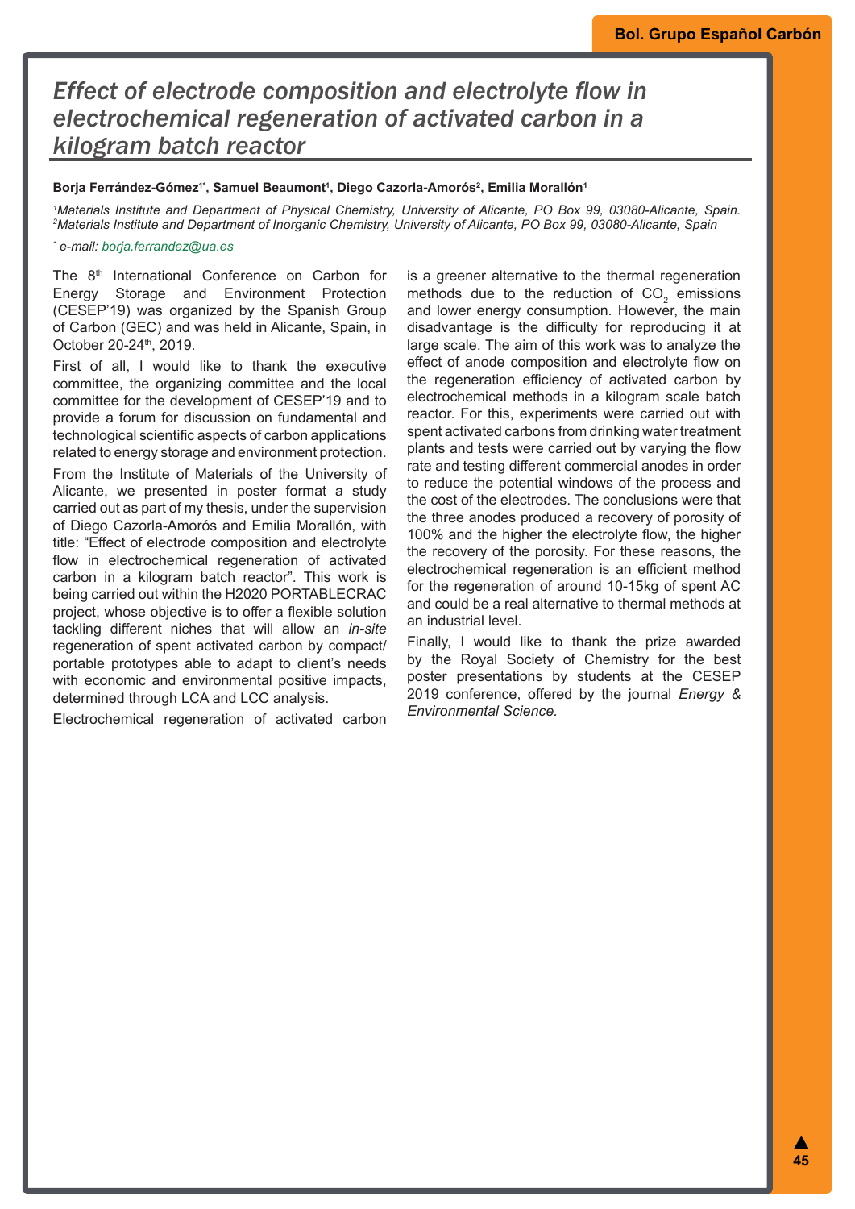# Effect of electrode composition and electrolyte flow in electrochemical regeneration of activated carbon in a kilogram batch reactor

**Borja Ferrández-Gómez[1*], Samuel Beaumont[1], Diego Cazorla-Amorós[2], Emilia Morallón[1]**

*[1]Materials Institute and Department of Physical Chemistry, University of Alicante, PO Box 99, 03080-Alicante, Spain.*
*[2]Materials Institute and Department of Inorganic Chemistry, University of Alicante, PO Box 99, 03080-Alicante, Spain*

[*] *e-mail: borja.ferrandez@ua.es*

The 8th International Conference on Carbon for Energy Storage and Environment Protection (CESEP'19) was organized by the Spanish Group of Carbon (GEC) and was held in Alicante, Spain, in October 20-24th, 2019.

First of all, I would like to thank the executive committee, the organizing committee and the local committee for the development of CESEP'19 and to provide a forum for discussion on fundamental and technological scientific aspects of carbon applications related to energy storage and environment protection.

From the Institute of Materials of the University of Alicante, we presented in poster format a study carried out as part of my thesis, under the supervision of Diego Cazorla-Amorós and Emilia Morallón, with title: "Effect of electrode composition and electrolyte flow in electrochemical regeneration of activated carbon in a kilogram batch reactor". This work is being carried out within the H2020 PORTABLECRAC project, whose objective is to offer a flexible solution tackling different niches that will allow an *in-site* regeneration of spent activated carbon by compact/portable prototypes able to adapt to client's needs with economic and environmental positive impacts, determined through LCA and LCC analysis.

Electrochemical regeneration of activated carbon is a greener alternative to the thermal regeneration methods due to the reduction of $CO_2$ emissions and lower energy consumption. However, the main disadvantage is the difficulty for reproducing it at large scale. The aim of this work was to analyze the effect of anode composition and electrolyte flow on the regeneration efficiency of activated carbon by electrochemical methods in a kilogram scale batch reactor. For this, experiments were carried out with spent activated carbons from drinking water treatment plants and tests were carried out by varying the flow rate and testing different commercial anodes in order to reduce the potential windows of the process and the cost of the electrodes. The conclusions were that the three anodes produced a recovery of porosity of 100% and the higher the electrolyte flow, the higher the recovery of the porosity. For these reasons, the electrochemical regeneration is an efficient method for the regeneration of around 10-15kg of spent AC and could be a real alternative to thermal methods at an industrial level.

Finally, I would like to thank the prize awarded by the Royal Society of Chemistry for the best poster presentations by students at the CESEP 2019 conference, offered by the journal *Energy & Environmental Science.*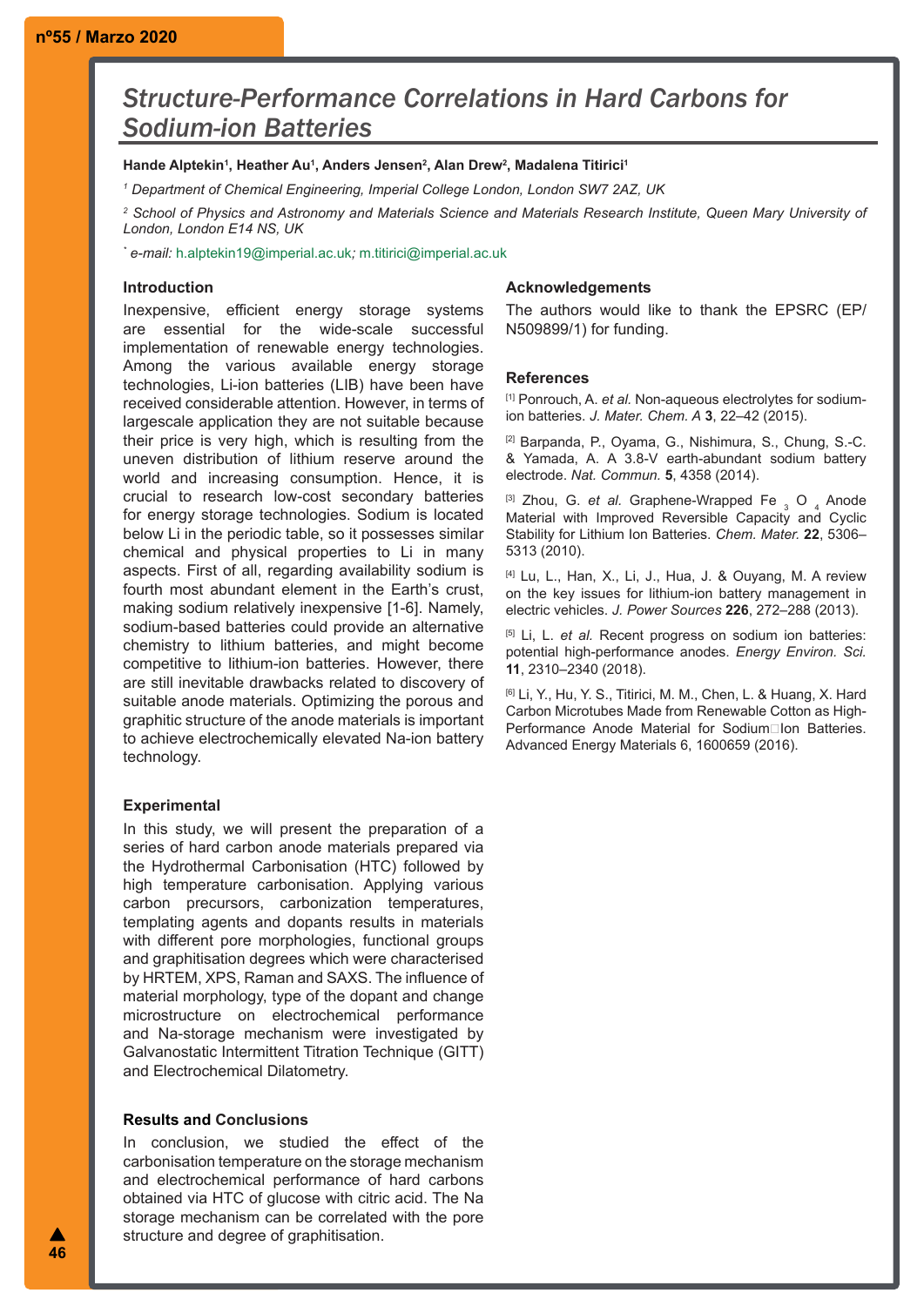# *Structure-Performance Correlations in Hard Carbons for Sodium-ion Batteries*

**Hande Alptekin[1], Heather Au[1], Anders Jensen[2], Alan Drew[2], Madalena Titirici[1]**

*[1] Department of Chemical Engineering, Imperial College London, London SW7 2AZ, UK*

*[2] School of Physics and Astronomy and Materials Science and Materials Research Institute, Queen Mary University of London, London E14 NS, UK*

*[*] e-mail:* h.alptekin19@imperial.ac.uk*;* m.titirici@imperial.ac.uk

## Introduction

Inexpensive, efficient energy storage systems are essential for the wide-scale successful implementation of renewable energy technologies. Among the various available energy storage technologies, Li-ion batteries (LIB) have been have received considerable attention. However, in terms of largescale application they are not suitable because their price is very high, which is resulting from the uneven distribution of lithium reserve around the world and increasing consumption. Hence, it is crucial to research low-cost secondary batteries for energy storage technologies. Sodium is located below Li in the periodic table, so it possesses similar chemical and physical properties to Li in many aspects. First of all, regarding availability sodium is fourth most abundant element in the Earth's crust, making sodium relatively inexpensive [1-6]. Namely, sodium-based batteries could provide an alternative chemistry to lithium batteries, and might become competitive to lithium-ion batteries. However, there are still inevitable drawbacks related to discovery of suitable anode materials. Optimizing the porous and graphitic structure of the anode materials is important to achieve electrochemically elevated Na-ion battery technology.

## Experimental

In this study, we will present the preparation of a series of hard carbon anode materials prepared via the Hydrothermal Carbonisation (HTC) followed by high temperature carbonisation. Applying various carbon precursors, carbonization temperatures, templating agents and dopants results in materials with different pore morphologies, functional groups and graphitisation degrees which were characterised by HRTEM, XPS, Raman and SAXS. The influence of material morphology, type of the dopant and change microstructure on electrochemical performance and Na-storage mechanism were investigated by Galvanostatic Intermittent Titration Technique (GITT) and Electrochemical Dilatometry.

## Results and Conclusions

In conclusion, we studied the effect of the carbonisation temperature on the storage mechanism and electrochemical performance of hard carbons obtained via HTC of glucose with citric acid. The Na storage mechanism can be correlated with the pore structure and degree of graphitisation.

## Acknowledgements

The authors would like to thank the EPSRC (EP/N509899/1) for funding.

## References

[1] Ponrouch, A. *et al.* Non-aqueous electrolytes for sodium-ion batteries. *J. Mater. Chem. A* **3**, 22–42 (2015).

[2] Barpanda, P., Oyama, G., Nishimura, S., Chung, S.-C. & Yamada, A. A 3.8-V earth-abundant sodium battery electrode. *Nat. Commun.* **5**, 4358 (2014).

[3] Zhou, G. *et al.* Graphene-Wrapped $Fe_3O_4$ Anode Material with Improved Reversible Capacity and Cyclic Stability for Lithium Ion Batteries. *Chem. Mater.* **22**, 5306–5313 (2010).

[4] Lu, L., Han, X., Li, J., Hua, J. & Ouyang, M. A review on the key issues for lithium-ion battery management in electric vehicles. *J. Power Sources* **226**, 272–288 (2013).

[5] Li, L. *et al.* Recent progress on sodium ion batteries: potential high-performance anodes. *Energy Environ. Sci.* **11**, 2310–2340 (2018).

[6] Li, Y., Hu, Y. S., Titirici, M. M., Chen, L. & Huang, X. Hard Carbon Microtubes Made from Renewable Cotton as High-Performance Anode Material for Sodium‐Ion Batteries. Advanced Energy Materials 6, 1600659 (2016).